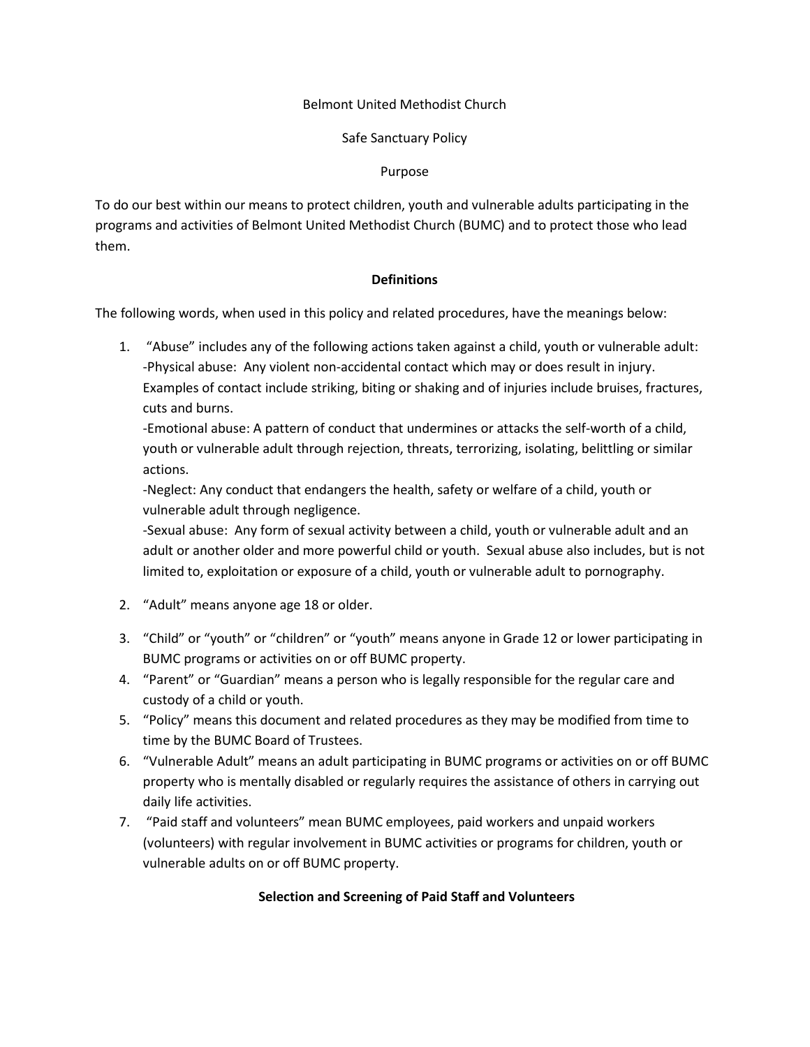# Belmont United Methodist Church

## Safe Sanctuary Policy

### Purpose

To do our best within our means to protect children, youth and vulnerable adults participating in the programs and activities of Belmont United Methodist Church (BUMC) and to protect those who lead them.

### Definitions

The following words, when used in this policy and related procedures, have the meanings below:

1. "Abuse" includes any of the following actions taken against a child, youth or vulnerable adult:
   -Physical abuse: Any violent non-accidental contact which may or does result in injury. Examples of contact include striking, biting or shaking and of injuries include bruises, fractures, cuts and burns.
   -Emotional abuse: A pattern of conduct that undermines or attacks the self-worth of a child, youth or vulnerable adult through rejection, threats, terrorizing, isolating, belittling or similar actions.
   -Neglect: Any conduct that endangers the health, safety or welfare of a child, youth or vulnerable adult through negligence.
   -Sexual abuse: Any form of sexual activity between a child, youth or vulnerable adult and an adult or another older and more powerful child or youth. Sexual abuse also includes, but is not limited to, exploitation or exposure of a child, youth or vulnerable adult to pornography.

2. "Adult" means anyone age 18 or older.

3. "Child" or "youth" or "children" or "youth" means anyone in Grade 12 or lower participating in BUMC programs or activities on or off BUMC property.
4. "Parent" or "Guardian" means a person who is legally responsible for the regular care and custody of a child or youth.
5. "Policy" means this document and related procedures as they may be modified from time to time by the BUMC Board of Trustees.
6. "Vulnerable Adult" means an adult participating in BUMC programs or activities on or off BUMC property who is mentally disabled or regularly requires the assistance of others in carrying out daily life activities.
7. "Paid staff and volunteers" mean BUMC employees, paid workers and unpaid workers (volunteers) with regular involvement in BUMC activities or programs for children, youth or vulnerable adults on or off BUMC property.

### Selection and Screening of Paid Staff and Volunteers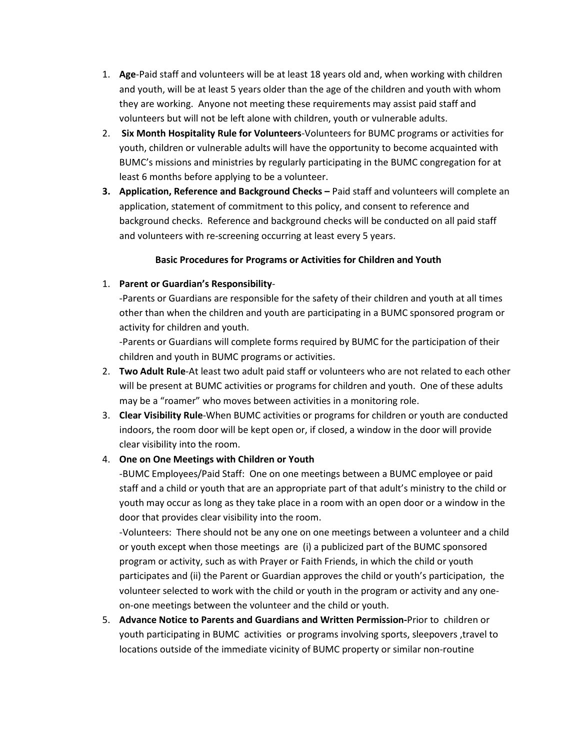1. **Age**-Paid staff and volunteers will be at least 18 years old and, when working with children and youth, will be at least 5 years older than the age of the children and youth with whom they are working. Anyone not meeting these requirements may assist paid staff and volunteers but will not be left alone with children, youth or vulnerable adults.
2. **Six Month Hospitality Rule for Volunteers**-Volunteers for BUMC programs or activities for youth, children or vulnerable adults will have the opportunity to become acquainted with BUMC's missions and ministries by regularly participating in the BUMC congregation for at least 6 months before applying to be a volunteer.
3. **Application, Reference and Background Checks –** Paid staff and volunteers will complete an application, statement of commitment to this policy, and consent to reference and background checks. Reference and background checks will be conducted on all paid staff and volunteers with re-screening occurring at least every 5 years.

**Basic Procedures for Programs or Activities for Children and Youth**

1. **Parent or Guardian's Responsibility**-

   -Parents or Guardians are responsible for the safety of their children and youth at all times other than when the children and youth are participating in a BUMC sponsored program or activity for children and youth.

   -Parents or Guardians will complete forms required by BUMC for the participation of their children and youth in BUMC programs or activities.
2. **Two Adult Rule**-At least two adult paid staff or volunteers who are not related to each other will be present at BUMC activities or programs for children and youth. One of these adults may be a "roamer" who moves between activities in a monitoring role.
3. **Clear Visibility Rule**-When BUMC activities or programs for children or youth are conducted indoors, the room door will be kept open or, if closed, a window in the door will provide clear visibility into the room.
4. **One on One Meetings with Children or Youth**

   -BUMC Employees/Paid Staff: One on one meetings between a BUMC employee or paid staff and a child or youth that are an appropriate part of that adult's ministry to the child or youth may occur as long as they take place in a room with an open door or a window in the door that provides clear visibility into the room.

   -Volunteers: There should not be any one on one meetings between a volunteer and a child or youth except when those meetings are (i) a publicized part of the BUMC sponsored program or activity, such as with Prayer or Faith Friends, in which the child or youth participates and (ii) the Parent or Guardian approves the child or youth's participation, the volunteer selected to work with the child or youth in the program or activity and any one-on-one meetings between the volunteer and the child or youth.
5. **Advance Notice to Parents and Guardians and Written Permission-**Prior to children or youth participating in BUMC activities or programs involving sports, sleepovers ,travel to locations outside of the immediate vicinity of BUMC property or similar non-routine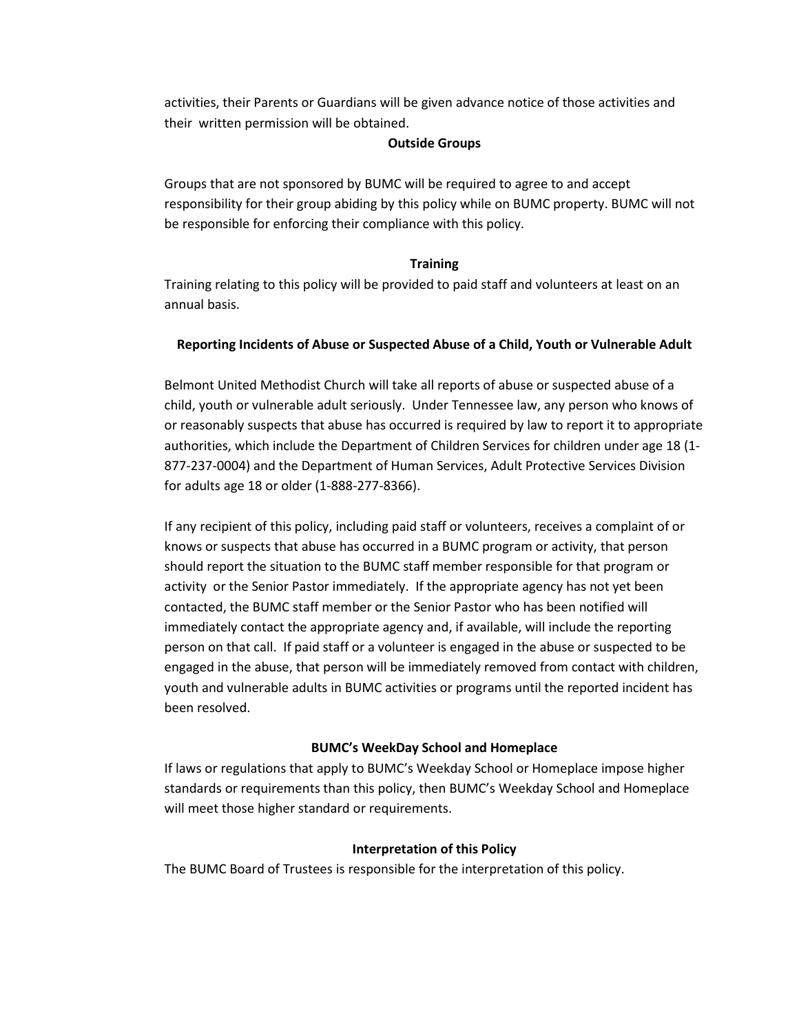activities, their Parents or Guardians will be given advance notice of those activities and their written permission will be obtained.

**Outside Groups**

Groups that are not sponsored by BUMC will be required to agree to and accept responsibility for their group abiding by this policy while on BUMC property. BUMC will not be responsible for enforcing their compliance with this policy.

**Training**

Training relating to this policy will be provided to paid staff and volunteers at least on an annual basis.

**Reporting Incidents of Abuse or Suspected Abuse of a Child, Youth or Vulnerable Adult**

Belmont United Methodist Church will take all reports of abuse or suspected abuse of a child, youth or vulnerable adult seriously. Under Tennessee law, any person who knows of or reasonably suspects that abuse has occurred is required by law to report it to appropriate authorities, which include the Department of Children Services for children under age 18 (1-877-237-0004) and the Department of Human Services, Adult Protective Services Division for adults age 18 or older (1-888-277-8366).

If any recipient of this policy, including paid staff or volunteers, receives a complaint of or knows or suspects that abuse has occurred in a BUMC program or activity, that person should report the situation to the BUMC staff member responsible for that program or activity or the Senior Pastor immediately. If the appropriate agency has not yet been contacted, the BUMC staff member or the Senior Pastor who has been notified will immediately contact the appropriate agency and, if available, will include the reporting person on that call. If paid staff or a volunteer is engaged in the abuse or suspected to be engaged in the abuse, that person will be immediately removed from contact with children, youth and vulnerable adults in BUMC activities or programs until the reported incident has been resolved.

**BUMC's WeekDay School and Homeplace**

If laws or regulations that apply to BUMC's Weekday School or Homeplace impose higher standards or requirements than this policy, then BUMC's Weekday School and Homeplace will meet those higher standard or requirements.

**Interpretation of this Policy**

The BUMC Board of Trustees is responsible for the interpretation of this policy.